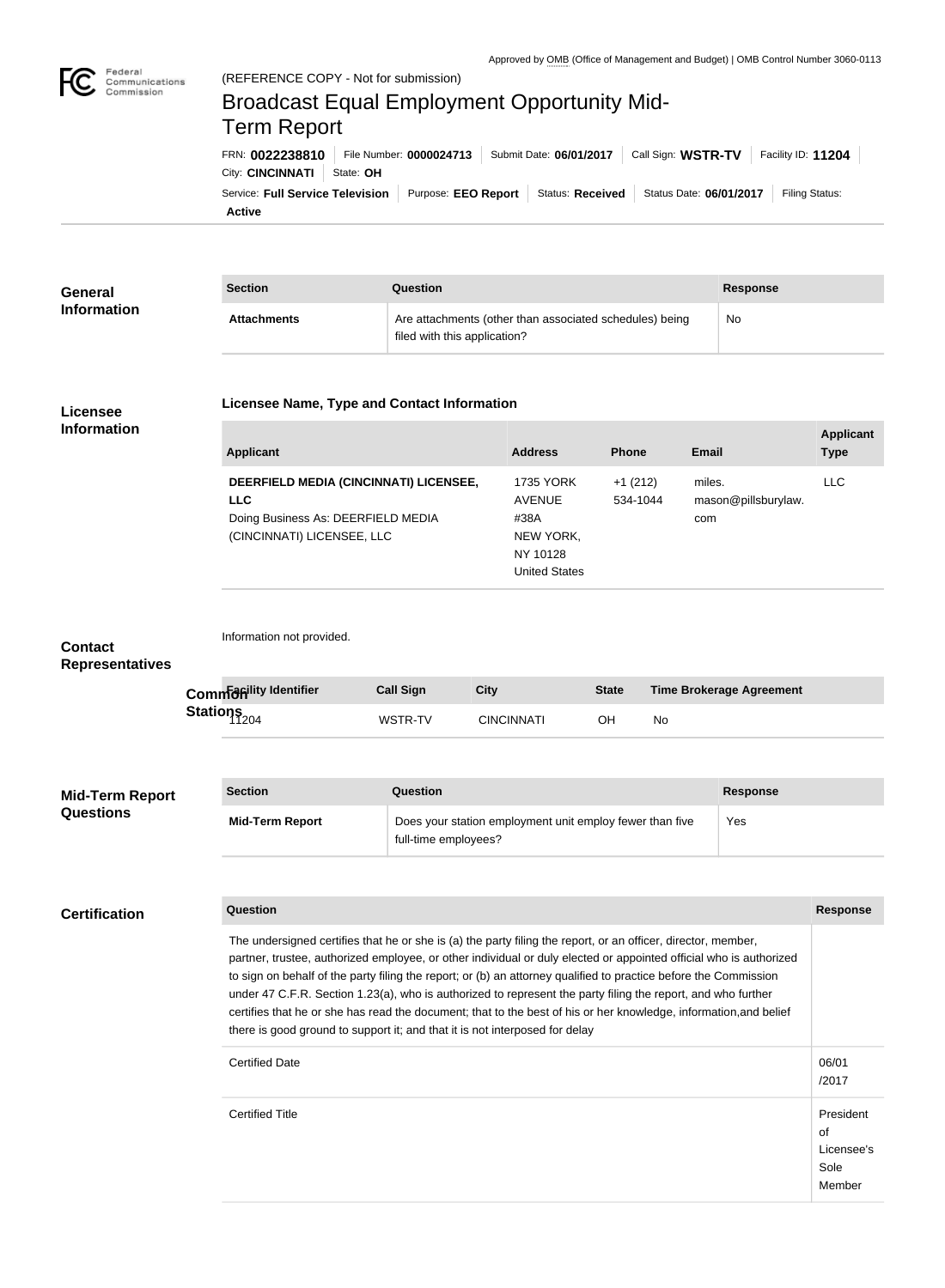Approved by OMB (Office of Management and Budget) | OMB Control Number 3060-0113

Federal Communications Commission

(REFERENCE COPY - Not for submission)

# Broadcast Equal Employment Opportunity Mid-Term Report

FRN: **0022238810** | File Number: **0000024713** | Submit Date: **06/01/2017** | Call Sign: **WSTR-TV** | Facility ID: **11204** | City: **CINCINNATI** | State: **OH**

Service: **Full Service Television** | Purpose: **EEO Report** | Status: **Received** | Status Date: **06/01/2017** | Filing Status: **Active**

## General Information

| Section | Question | Response |
|---|---|---|
| **Attachments** | Are attachments (other than associated schedules) being filed with this application? | No |

## Licensee Information

### Licensee Name, Type and Contact Information

| Applicant | Address | Phone | Email | Applicant Type |
|---|---|---|---|---|
| **DEERFIELD MEDIA (CINCINNATI) LICENSEE, LLC** Doing Business As: DEERFIELD MEDIA (CINCINNATI) LICENSEE, LLC | 1735 YORK AVENUE #38A NEW YORK, NY 10128 United States | +1 (212) 534-1044 | miles.mason@pillsburylaw.com | LLC |

## Contact Representatives

Information not provided.

## Common Stations

| Facility Identifier | Call Sign | City | State | Time Brokerage Agreement |
|---|---|---|---|---|
| 11204 | WSTR-TV | CINCINNATI | OH | No |

## Mid-Term Report Questions

| Section | Question | Response |
|---|---|---|
| **Mid-Term Report** | Does your station employment unit employ fewer than five full-time employees? | Yes |

## Certification

| Question | Response |
|---|---|
| The undersigned certifies that he or she is (a) the party filing the report, or an officer, director, member, partner, trustee, authorized employee, or other individual or duly elected or appointed official who is authorized to sign on behalf of the party filing the report; or (b) an attorney qualified to practice before the Commission under 47 C.F.R. Section 1.23(a), who is authorized to represent the party filing the report, and who further certifies that he or she has read the document; that to the best of his or her knowledge, information,and belief there is good ground to support it; and that it is not interposed for delay | |
| Certified Date | 06/01/2017 |
| Certified Title | President of Licensee's Sole Member |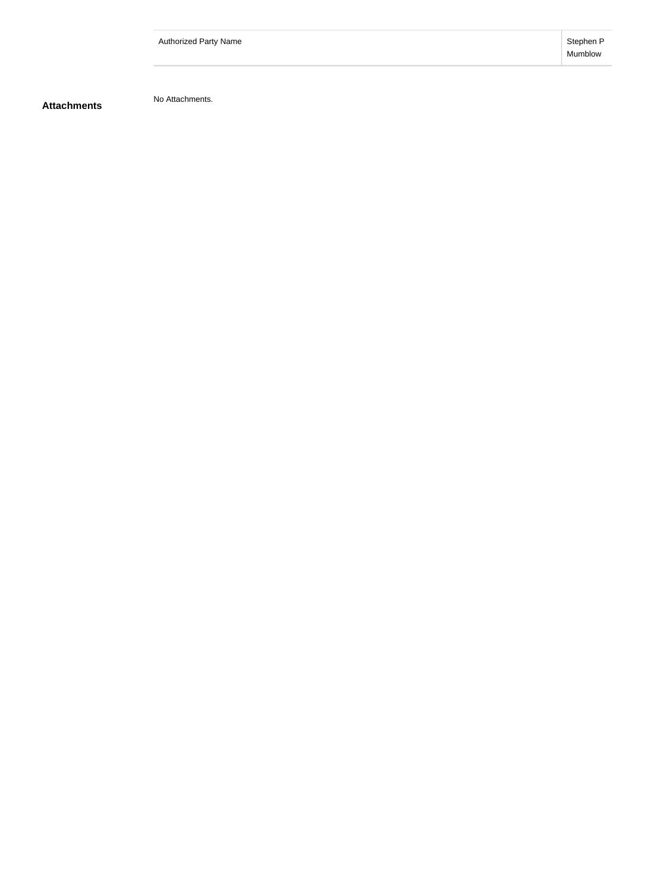| | |
|---|---|
| Authorized Party Name | Stephen P Mumblow |

**Attachments**

No Attachments.